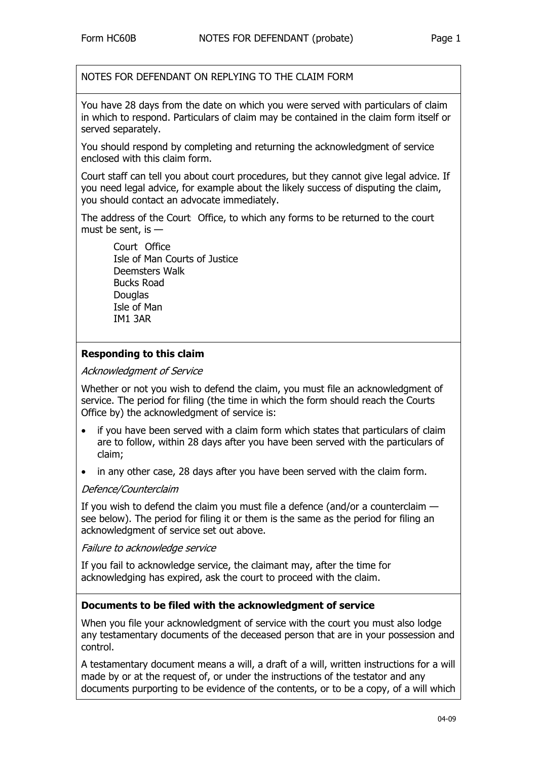## NOTES FOR DEFENDANT ON REPLYING TO THE CLAIM FORM

You have 28 days from the date on which you were served with particulars of claim in which to respond. Particulars of claim may be contained in the claim form itself or served separately.

You should respond by completing and returning the acknowledgment of service enclosed with this claim form.

Court staff can tell you about court procedures, but they cannot give legal advice. If you need legal advice, for example about the likely success of disputing the claim, you should contact an advocate immediately.

The address of the Court Office, to which any forms to be returned to the court must be sent, is —

Court Office
Isle of Man Courts of Justice
Deemsters Walk
Bucks Road
Douglas
Isle of Man
IM1 3AR

### Responding to this claim

*Acknowledgment of Service*

Whether or not you wish to defend the claim, you must file an acknowledgment of service. The period for filing (the time in which the form should reach the Courts Office by) the acknowledgment of service is:

- if you have been served with a claim form which states that particulars of claim are to follow, within 28 days after you have been served with the particulars of claim;
- in any other case, 28 days after you have been served with the claim form.

*Defence/Counterclaim*

If you wish to defend the claim you must file a defence (and/or a counterclaim — see below). The period for filing it or them is the same as the period for filing an acknowledgment of service set out above.

*Failure to acknowledge service*

If you fail to acknowledge service, the claimant may, after the time for acknowledging has expired, ask the court to proceed with the claim.

### Documents to be filed with the acknowledgment of service

When you file your acknowledgment of service with the court you must also lodge any testamentary documents of the deceased person that are in your possession and control.

A testamentary document means a will, a draft of a will, written instructions for a will made by or at the request of, or under the instructions of the testator and any documents purporting to be evidence of the contents, or to be a copy, of a will which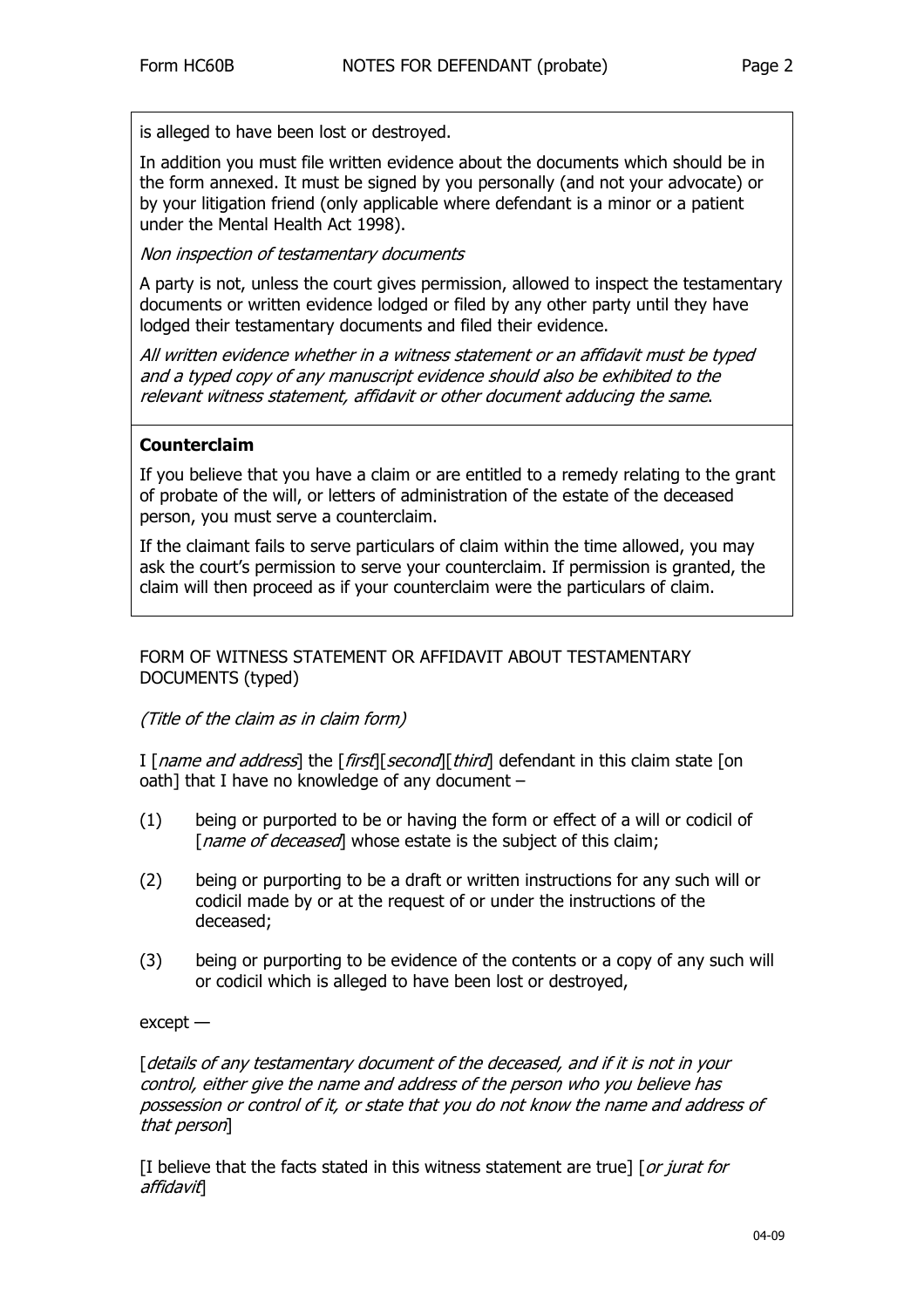is alleged to have been lost or destroyed.

In addition you must file written evidence about the documents which should be in the form annexed. It must be signed by you personally (and not your advocate) or by your litigation friend (only applicable where defendant is a minor or a patient under the Mental Health Act 1998).

*Non inspection of testamentary documents*

A party is not, unless the court gives permission, allowed to inspect the testamentary documents or written evidence lodged or filed by any other party until they have lodged their testamentary documents and filed their evidence.

*All written evidence whether in a witness statement or an affidavit must be typed and a typed copy of any manuscript evidence should also be exhibited to the relevant witness statement, affidavit or other document adducing the same.*

**Counterclaim**

If you believe that you have a claim or are entitled to a remedy relating to the grant of probate of the will, or letters of administration of the estate of the deceased person, you must serve a counterclaim.

If the claimant fails to serve particulars of claim within the time allowed, you may ask the court's permission to serve your counterclaim. If permission is granted, the claim will then proceed as if your counterclaim were the particulars of claim.

FORM OF WITNESS STATEMENT OR AFFIDAVIT ABOUT TESTAMENTARY DOCUMENTS (typed)

*(Title of the claim as in claim form)*

I [*name and address*] the [*first*][*second*][*third*] defendant in this claim state [on oath] that I have no knowledge of any document –

(1) being or purported to be or having the form or effect of a will or codicil of [*name of deceased*] whose estate is the subject of this claim;

(2) being or purporting to be a draft or written instructions for any such will or codicil made by or at the request of or under the instructions of the deceased;

(3) being or purporting to be evidence of the contents or a copy of any such will or codicil which is alleged to have been lost or destroyed,

except —

[*details of any testamentary document of the deceased, and if it is not in your control, either give the name and address of the person who you believe has possession or control of it, or state that you do not know the name and address of that person*]

[I believe that the facts stated in this witness statement are true] [*or jurat for affidavit*]

04-09